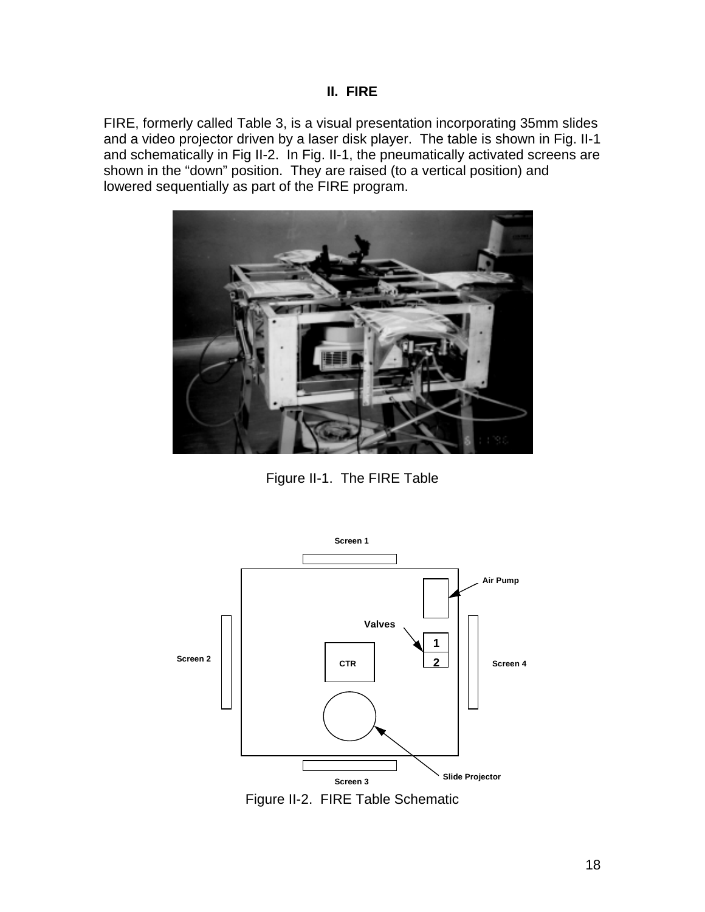## II. FIRE

FIRE, formerly called Table 3, is a visual presentation incorporating 35mm slides and a video projector driven by a laser disk player. The table is shown in Fig. II-1 and schematically in Fig II-2. In Fig. II-1, the pneumatically activated screens are shown in the "down" position. They are raised (to a vertical position) and lowered sequentially as part of the FIRE program.

Figure II-1. The FIRE Table

Figure II-2. FIRE Table Schematic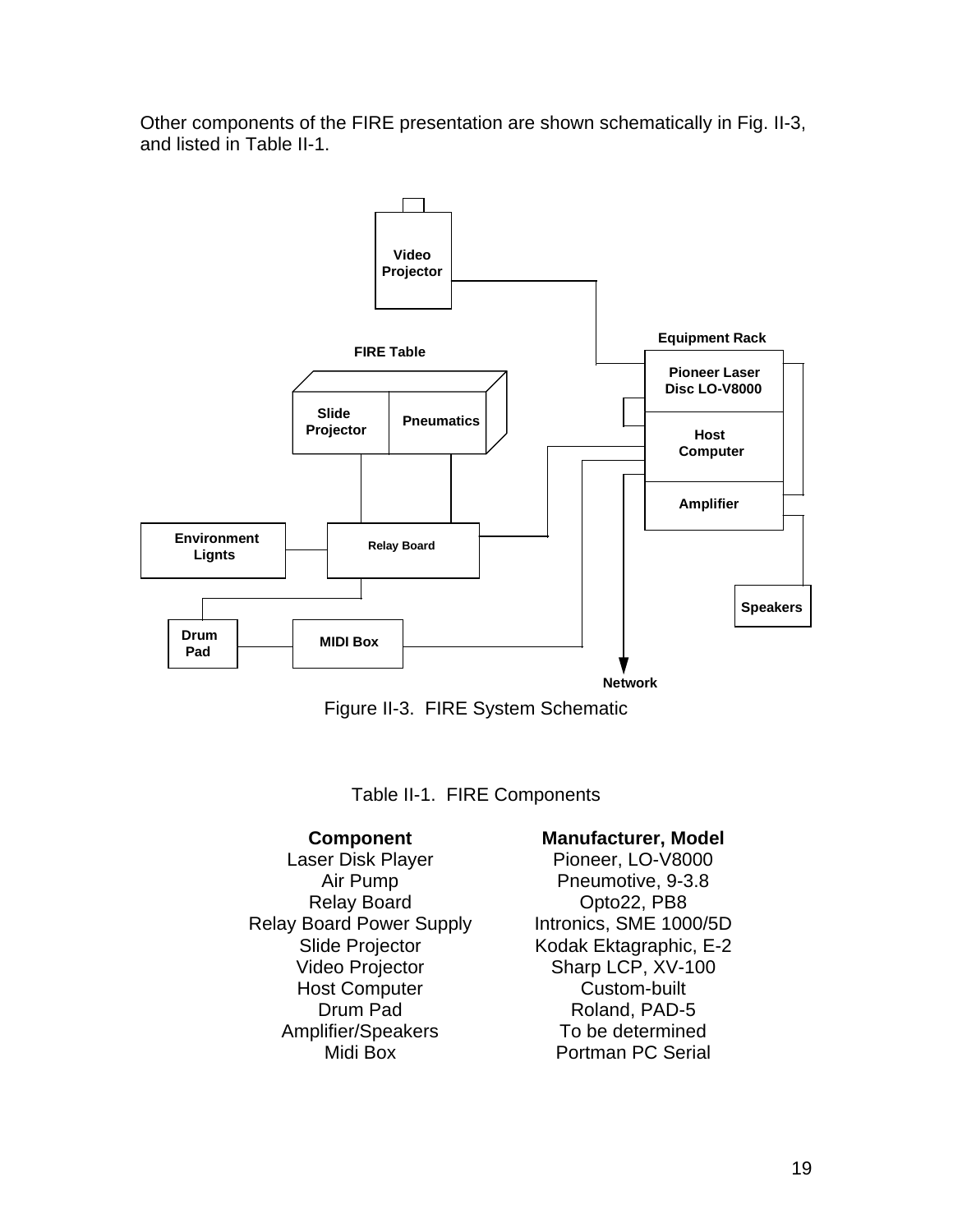Other components of the FIRE presentation are shown schematically in Fig. II-3, and listed in Table II-1.

Video Projector

Equipment Rack

FIRE Table

Pioneer Laser Disc LO-V8000

Slide Projector

Pneumatics

Host Computer

Amplifier

Environment Lignts

Relay Board

Speakers

Drum Pad

MIDI Box

Network

Figure II-3. FIRE System Schematic

Table II-1. FIRE Components

| Component | Manufacturer, Model |
|---|---|
| Laser Disk Player | Pioneer, LO-V8000 |
| Air Pump | Pneumotive, 9-3.8 |
| Relay Board | Opto22, PB8 |
| Relay Board Power Supply | Intronics, SME 1000/5D |
| Slide Projector | Kodak Ektagraphic, E-2 |
| Video Projector | Sharp LCP, XV-100 |
| Host Computer | Custom-built |
| Drum Pad | Roland, PAD-5 |
| Amplifier/Speakers | To be determined |
| Midi Box | Portman PC Serial |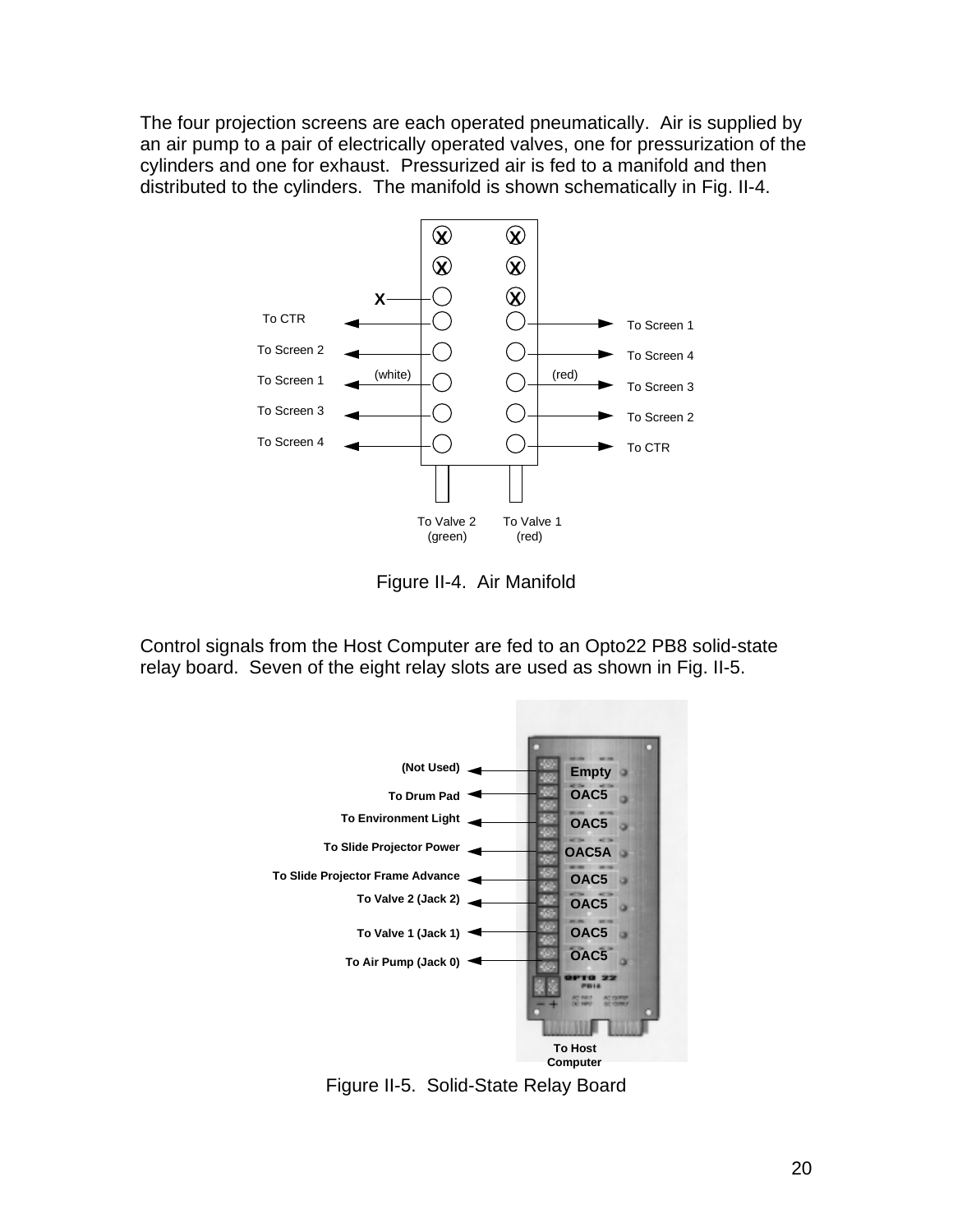The four projection screens are each operated pneumatically. Air is supplied by an air pump to a pair of electrically operated valves, one for pressurization of the cylinders and one for exhaust. Pressurized air is fed to a manifold and then distributed to the cylinders. The manifold is shown schematically in Fig. II-4.

X

To CTR

To Screen 2

To Screen 1

To Screen 3

To Screen 4

(white)

(red)

To Screen 1

To Screen 4

To Screen 3

To Screen 2

To CTR

To Valve 2 (green)

To Valve 1 (red)

Figure II-4. Air Manifold

Control signals from the Host Computer are fed to an Opto22 PB8 solid-state relay board. Seven of the eight relay slots are used as shown in Fig. II-5.

**(Not Used)**

**To Drum Pad**

**To Environment Light**

**To Slide Projector Power**

**To Slide Projector Frame Advance**

**To Valve 2 (Jack 2)**

**To Valve 1 (Jack 1)**

**To Air Pump (Jack 0)**

**Empty**

**OAC5**

**OAC5**

**OAC5A**

**OAC5**

**OAC5**

**OAC5**

**OAC5**

**To Host Computer**

Figure II-5. Solid-State Relay Board